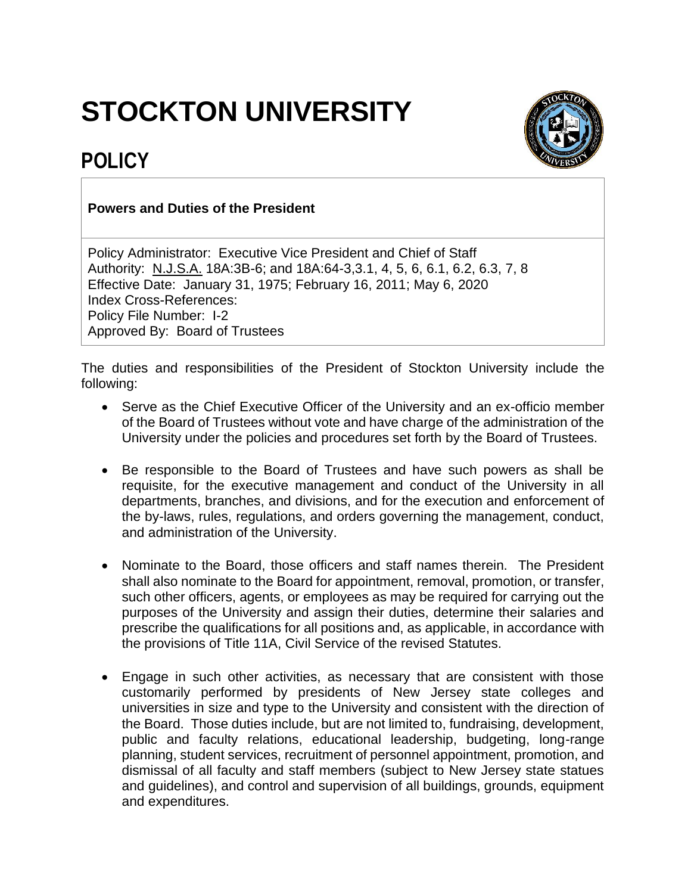# STOCKTON UNIVERSITY

## POLICY

**Powers and Duties of the President**

Policy Administrator: Executive Vice President and Chief of Staff
Authority: N.J.S.A. 18A:3B-6; and 18A:64-3,3.1, 4, 5, 6, 6.1, 6.2, 6.3, 7, 8
Effective Date: January 31, 1975; February 16, 2011; May 6, 2020
Index Cross-References:
Policy File Number: I-2
Approved By: Board of Trustees

The duties and responsibilities of the President of Stockton University include the following:

- Serve as the Chief Executive Officer of the University and an ex-officio member of the Board of Trustees without vote and have charge of the administration of the University under the policies and procedures set forth by the Board of Trustees.

- Be responsible to the Board of Trustees and have such powers as shall be requisite, for the executive management and conduct of the University in all departments, branches, and divisions, and for the execution and enforcement of the by-laws, rules, regulations, and orders governing the management, conduct, and administration of the University.

- Nominate to the Board, those officers and staff names therein. The President shall also nominate to the Board for appointment, removal, promotion, or transfer, such other officers, agents, or employees as may be required for carrying out the purposes of the University and assign their duties, determine their salaries and prescribe the qualifications for all positions and, as applicable, in accordance with the provisions of Title 11A, Civil Service of the revised Statutes.

- Engage in such other activities, as necessary that are consistent with those customarily performed by presidents of New Jersey state colleges and universities in size and type to the University and consistent with the direction of the Board. Those duties include, but are not limited to, fundraising, development, public and faculty relations, educational leadership, budgeting, long-range planning, student services, recruitment of personnel appointment, promotion, and dismissal of all faculty and staff members (subject to New Jersey state statues and guidelines), and control and supervision of all buildings, grounds, equipment and expenditures.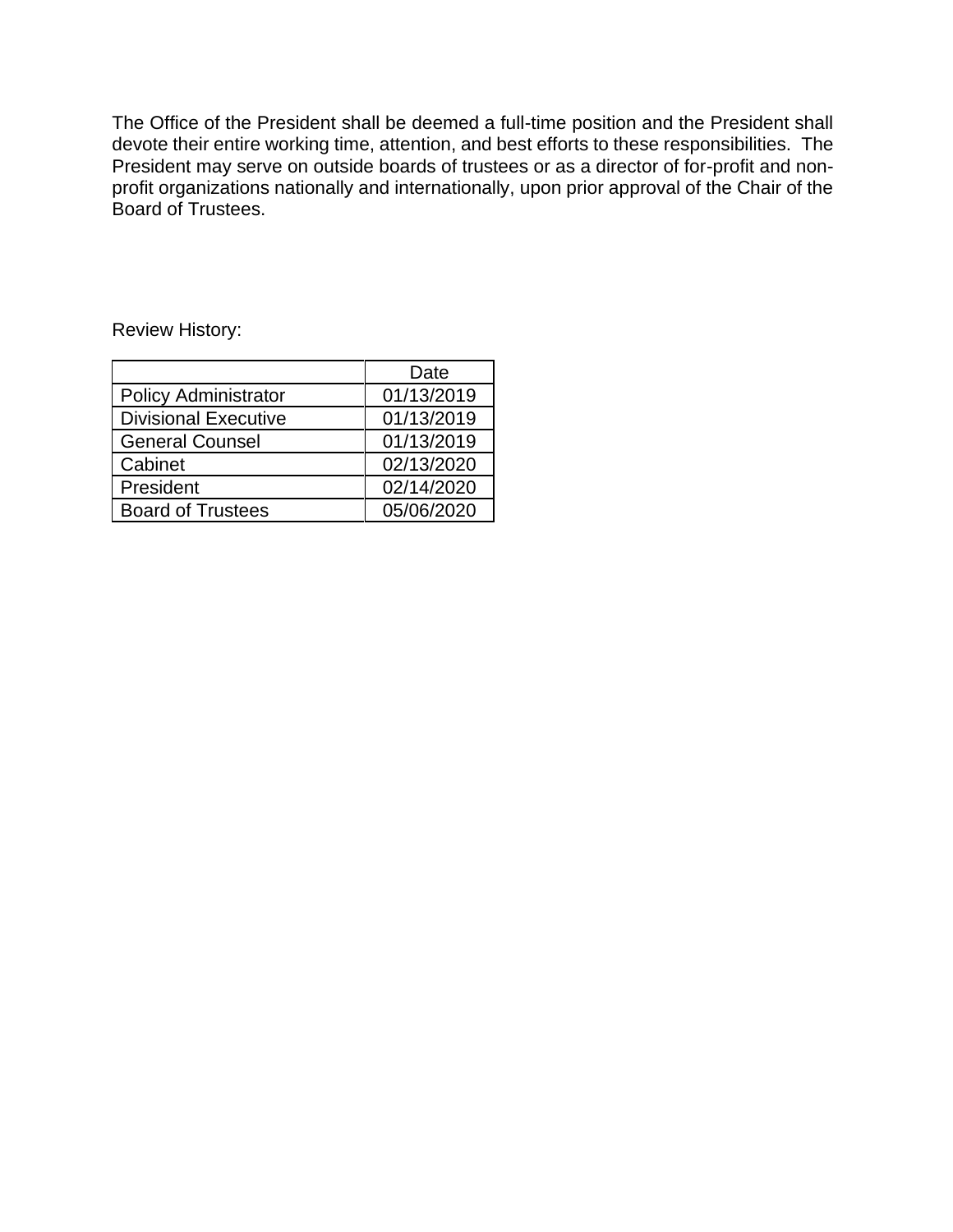The Office of the President shall be deemed a full-time position and the President shall devote their entire working time, attention, and best efforts to these responsibilities. The President may serve on outside boards of trustees or as a director of for-profit and non-profit organizations nationally and internationally, upon prior approval of the Chair of the Board of Trustees.

Review History:

| | Date |
|---|---|
| Policy Administrator | 01/13/2019 |
| Divisional Executive | 01/13/2019 |
| General Counsel | 01/13/2019 |
| Cabinet | 02/13/2020 |
| President | 02/14/2020 |
| Board of Trustees | 05/06/2020 |